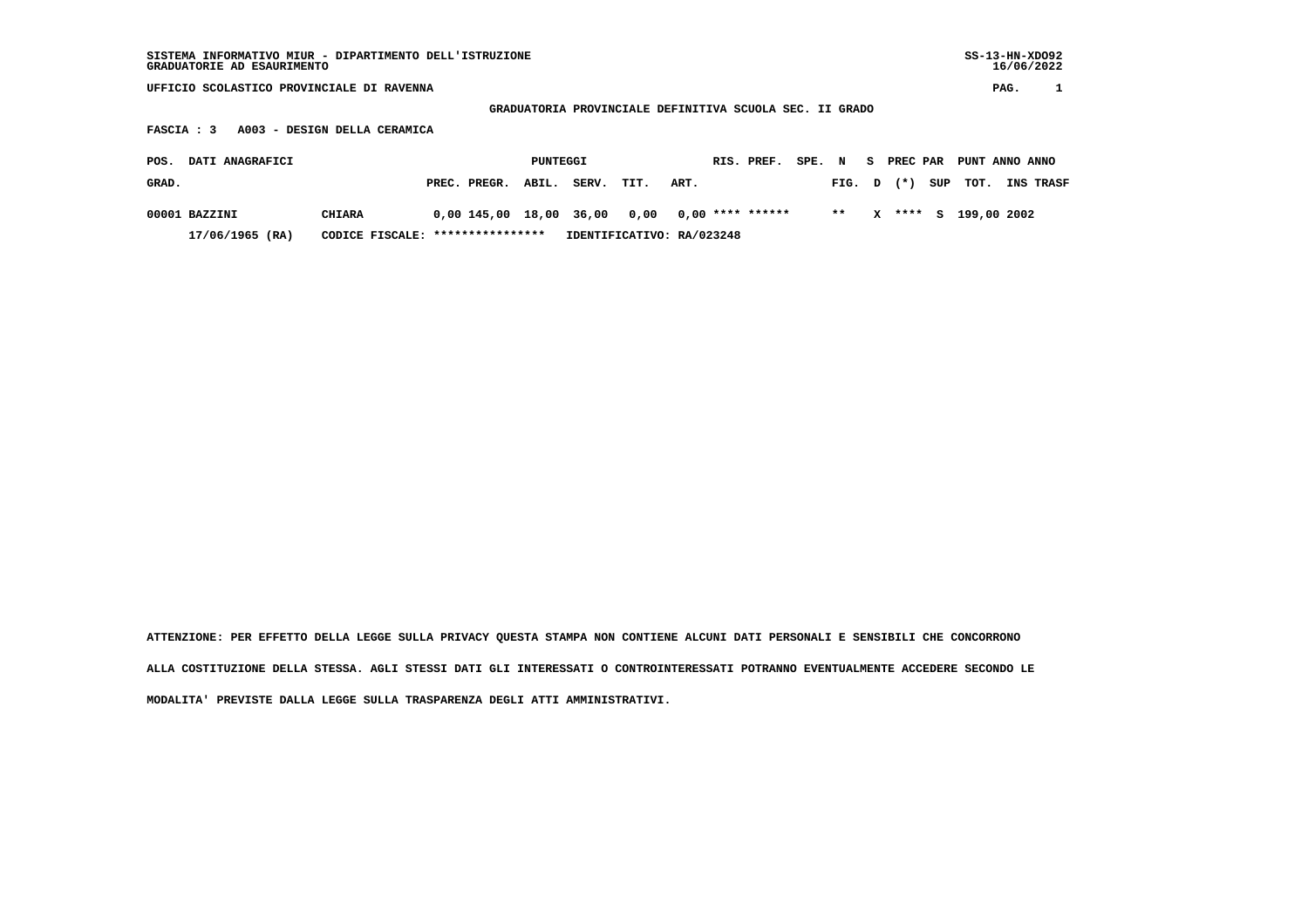SISTEMA INFORMATIVO MIUR - DIPARTIMENTO DELL'ISTRUZIONE
GRADUATORIE AD ESAURIMENTO

SS-13-HN-XDO92
16/06/2022

UFFICIO SCOLASTICO PROVINCIALE DI RAVENNA

## GRADUATORIA PROVINCIALE DEFINITIVA SCUOLA SEC. II GRADO

**FASCIA : 3 A003 - DESIGN DELLA CERAMICA**

| POS. GRAD. | DATI ANAGRAFICI | | PUNTEGGI PREC. | PREGR. | ABIL. | SERV. | TIT. | ART. | RIS. | PREF. | SPE. | N FIG. | S D | PREC PAR (*) | SUP | PUNT TOT. | ANNO INS | ANNO TRASF |
|---|---|---|---|---|---|---|---|---|---|---|---|---|---|---|---|---|---|---|
| 00001 | BAZZINI | CHIARA | 0,00 | 145,00 | 18,00 | 36,00 | 0,00 | 0,00 | **** | ****** | | ** | X | **** | S | 199,00 | 2002 | |
| | 17/06/1965 (RA) | CODICE FISCALE: **************** | IDENTIFICATIVO: RA/023248 | | | | | | | | | | | | | | | |

ATTENZIONE: PER EFFETTO DELLA LEGGE SULLA PRIVACY QUESTA STAMPA NON CONTIENE ALCUNI DATI PERSONALI E SENSIBILI CHE CONCORRONO ALLA COSTITUZIONE DELLA STESSA. AGLI STESSI DATI GLI INTERESSATI O CONTROINTERESSATI POTRANNO EVENTUALMENTE ACCEDERE SECONDO LE MODALITA' PREVISTE DALLA LEGGE SULLA TRASPARENZA DEGLI ATTI AMMINISTRATIVI.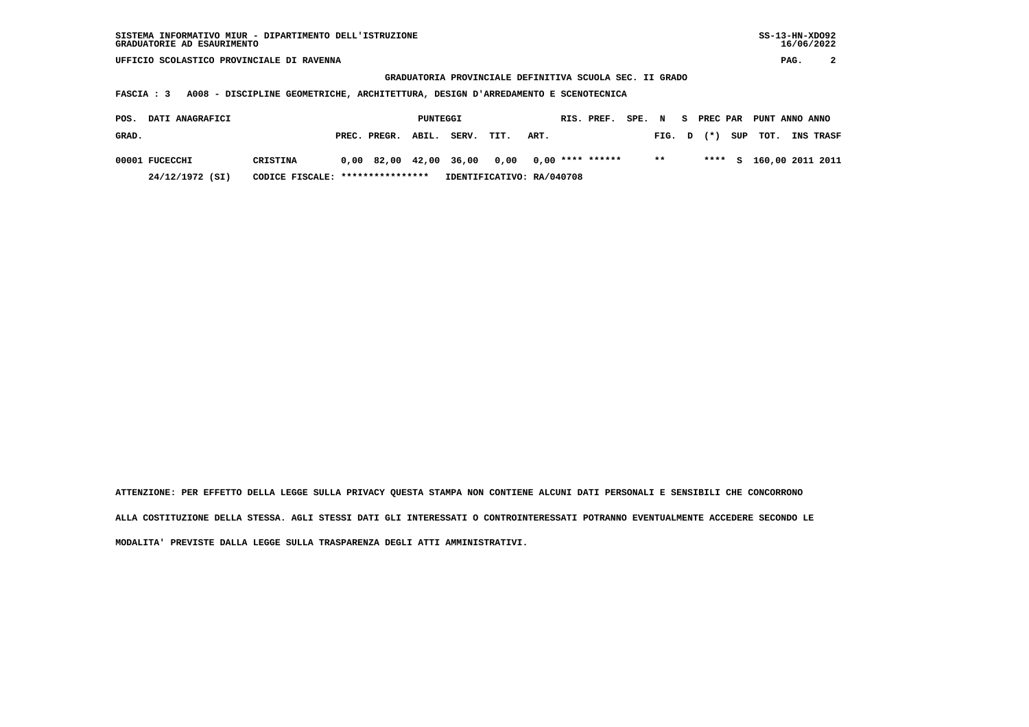SISTEMA INFORMATIVO MIUR - DIPARTIMENTO DELL'ISTRUZIONE
GRADUATORIE AD ESAURIMENTO

SS-13-HN-XDO92
16/06/2022

UFFICIO SCOLASTICO PROVINCIALE DI RAVENNA

## GRADUATORIA PROVINCIALE DEFINITIVA SCUOLA SEC. II GRADO

**FASCIA : 3 A008 - DISCIPLINE GEOMETRICHE, ARCHITETTURA, DESIGN D'ARREDAMENTO E SCENOTECNICA**

| POS. GRAD. | DATI ANAGRAFICI | | PUNTEGGI PREC. | PREGR. | ABIL. | SERV. | TIT. | ART. | RIS. | PREF. | SPE. | N FIG. | S D | PREC PAR (*) | SUP | PUNT TOT. | ANNO INS | ANNO TRASF |
|---|---|---|---|---|---|---|---|---|---|---|---|---|---|---|---|---|---|---|
| 00001 | FUCECCHI | CRISTINA | 0,00 | 82,00 | 42,00 | 36,00 | 0,00 | 0,00 | **** | ****** | | ** | | **** | S | 160,00 | 2011 | 2011 |
| | 24/12/1972 (SI) | CODICE FISCALE: **************** | IDENTIFICATIVO: RA/040708 | | | | | | | | | | | | | | | |

ATTENZIONE: PER EFFETTO DELLA LEGGE SULLA PRIVACY QUESTA STAMPA NON CONTIENE ALCUNI DATI PERSONALI E SENSIBILI CHE CONCORRONO ALLA COSTITUZIONE DELLA STESSA. AGLI STESSI DATI GLI INTERESSATI O CONTROINTERESSATI POTRANNO EVENTUALMENTE ACCEDERE SECONDO LE MODALITA' PREVISTE DALLA LEGGE SULLA TRASPARENZA DEGLI ATTI AMMINISTRATIVI.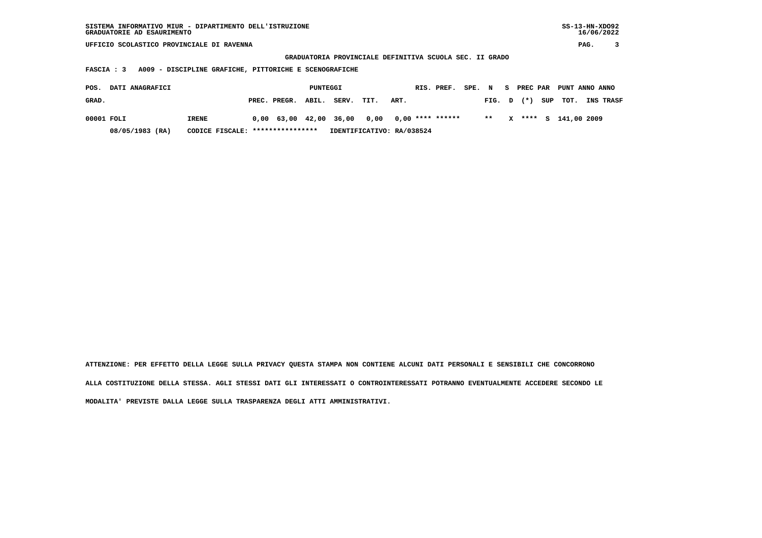SISTEMA INFORMATIVO MIUR - DIPARTIMENTO DELL'ISTRUZIONE
GRADUATORIE AD ESAURIMENTO

UFFICIO SCOLASTICO PROVINCIALE DI RAVENNA

**GRADUATORIA PROVINCIALE DEFINITIVA SCUOLA SEC. II GRADO**

**FASCIA : 3 A009 - DISCIPLINE GRAFICHE, PITTORICHE E SCENOGRAFICHE**

| POS. GRAD. | DATI ANAGRAFICI | | PUNTEGGI PREC. | PREGR. | ABIL. | SERV. | TIT. | ART. | RIS. | PREF. | SPE. | N FIG. | S D | PREC (*) | PAR SUP | PUNT TOT. | ANNO INS | ANNO TRASF |
|---|---|---|---|---|---|---|---|---|---|---|---|---|---|---|---|---|---|---|
| 00001 | FOLI | IRENE | 0,00 | 63,00 | 42,00 | 36,00 | 0,00 | 0,00 | **** | ****** | | ** | X | **** | S | 141,00 | 2009 | |
| | 08/05/1983 (RA) | CODICE FISCALE: **************** | IDENTIFICATIVO: RA/038524 | | | | | | | | | | | | | | | |

ATTENZIONE: PER EFFETTO DELLA LEGGE SULLA PRIVACY QUESTA STAMPA NON CONTIENE ALCUNI DATI PERSONALI E SENSIBILI CHE CONCORRONO ALLA COSTITUZIONE DELLA STESSA. AGLI STESSI DATI GLI INTERESSATI O CONTROINTERESSATI POTRANNO EVENTUALMENTE ACCEDERE SECONDO LE MODALITA' PREVISTE DALLA LEGGE SULLA TRASPARENZA DEGLI ATTI AMMINISTRATIVI.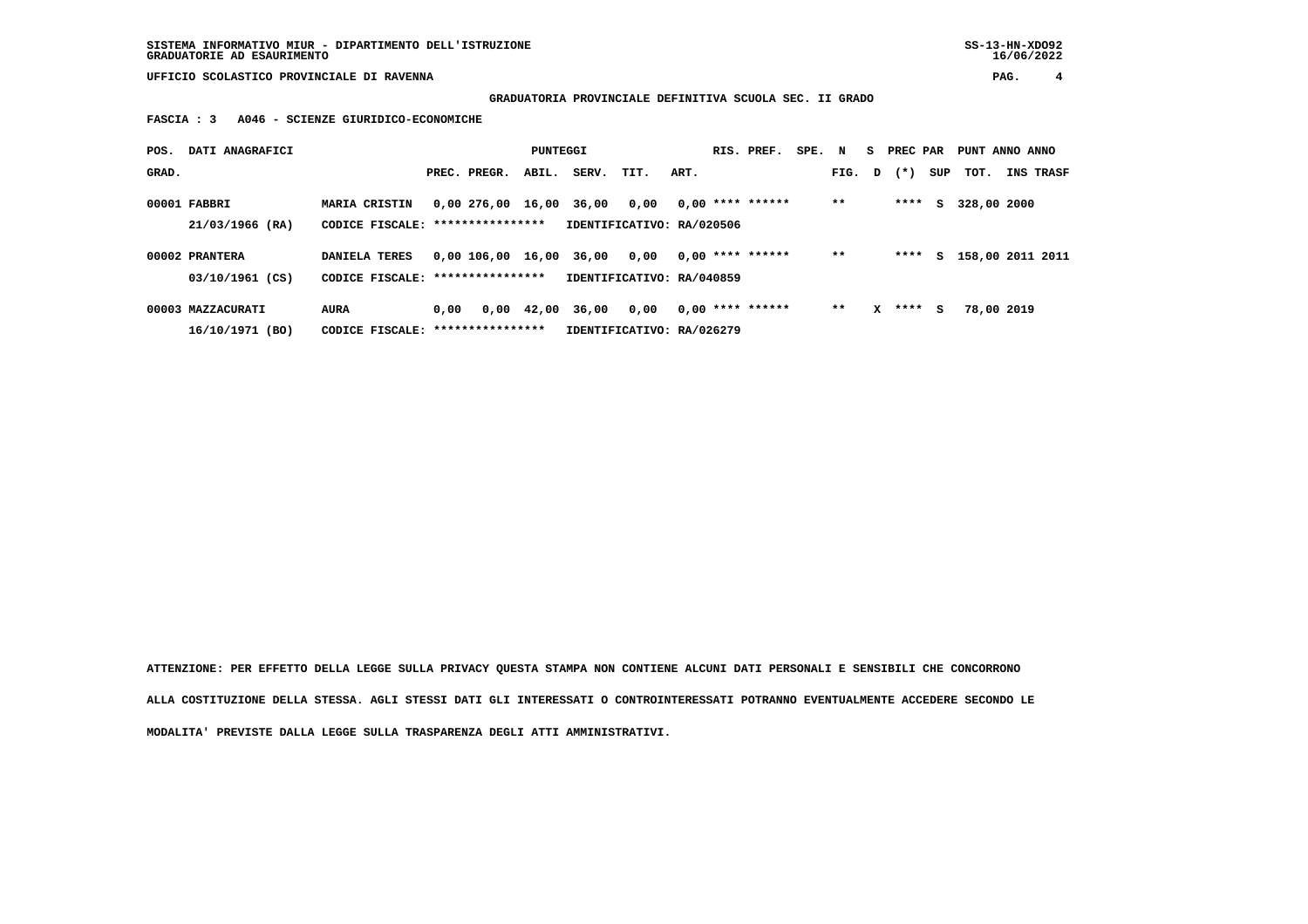SISTEMA INFORMATIVO MIUR - DIPARTIMENTO DELL'ISTRUZIONE
GRADUATORIE AD ESAURIMENTO

SS-13-HN-XDO92
16/06/2022

UFFICIO SCOLASTICO PROVINCIALE DI RAVENNA

**GRADUATORIA PROVINCIALE DEFINITIVA SCUOLA SEC. II GRADO**

**FASCIA : 3 A046 - SCIENZE GIURIDICO-ECONOMICHE**

| POS. GRAD. | DATI ANAGRAFICI | | PUNTEGGI PREC. | PREGR. | ABIL. | SERV. | TIT. | ART. | RIS. PREF. | SPE. | N FIG. | S D | PREC PAR (*) | SUP | PUNT TOT. | ANNO INS | ANNO TRASF |
|---|---|---|---|---|---|---|---|---|---|---|---|---|---|---|---|---|---|
| 00001 | FABBRI | MARIA CRISTIN | 0,00 | 276,00 | 16,00 | 36,00 | 0,00 | 0,00 | **** ****** | | ** | | **** | S | 328,00 | 2000 | |
| | 21/03/1966 (RA) | CODICE FISCALE: **************** | IDENTIFICATIVO: RA/020506 | | | | | | | | | | | | | | |
| 00002 | PRANTERA | DANIELA TERES | 0,00 | 106,00 | 16,00 | 36,00 | 0,00 | 0,00 | **** ****** | | ** | | **** | S | 158,00 | 2011 | 2011 |
| | 03/10/1961 (CS) | CODICE FISCALE: **************** | IDENTIFICATIVO: RA/040859 | | | | | | | | | | | | | | |
| 00003 | MAZZACURATI | AURA | 0,00 | 0,00 | 42,00 | 36,00 | 0,00 | 0,00 | **** ****** | | ** | X | **** | S | 78,00 | 2019 | |
| | 16/10/1971 (BO) | CODICE FISCALE: **************** | IDENTIFICATIVO: RA/026279 | | | | | | | | | | | | | | |

ATTENZIONE: PER EFFETTO DELLA LEGGE SULLA PRIVACY QUESTA STAMPA NON CONTIENE ALCUNI DATI PERSONALI E SENSIBILI CHE CONCORRONO ALLA COSTITUZIONE DELLA STESSA. AGLI STESSI DATI GLI INTERESSATI O CONTROINTERESSATI POTRANNO EVENTUALMENTE ACCEDERE SECONDO LE MODALITA' PREVISTE DALLA LEGGE SULLA TRASPARENZA DEGLI ATTI AMMINISTRATIVI.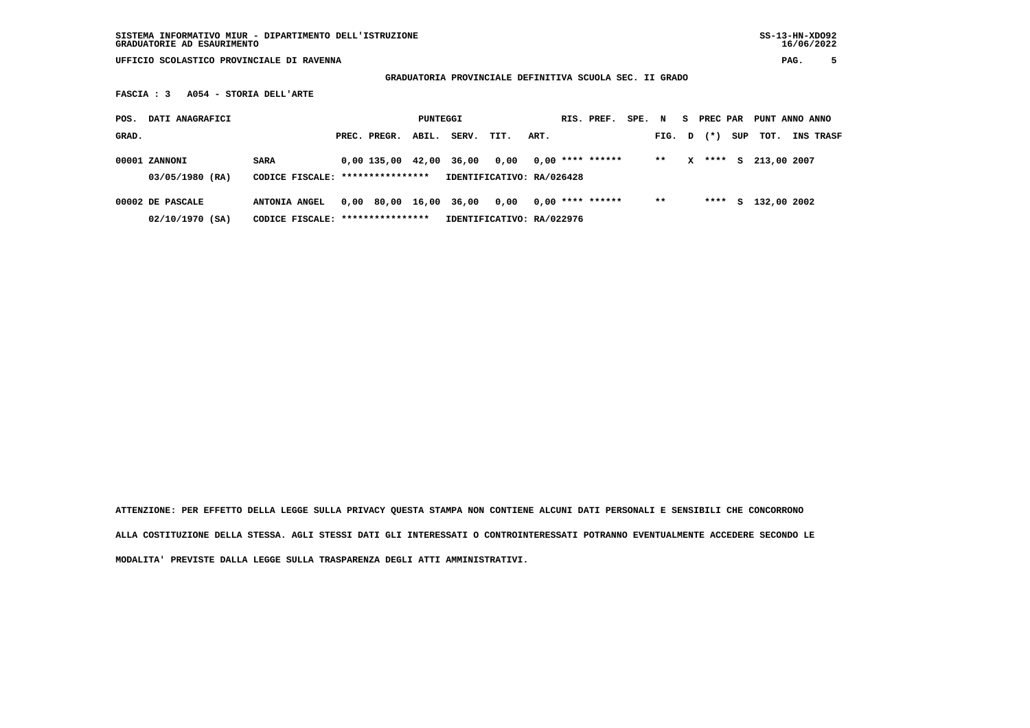SISTEMA INFORMATIVO MIUR - DIPARTIMENTO DELL'ISTRUZIONE
GRADUATORIE AD ESAURIMENTO

SS-13-HN-XDO92
16/06/2022

UFFICIO SCOLASTICO PROVINCIALE DI RAVENNA

**GRADUATORIA PROVINCIALE DEFINITIVA SCUOLA SEC. II GRADO**

**FASCIA : 3 A054 - STORIA DELL'ARTE**

| POS. GRAD. | DATI ANAGRAFICI | | PUNTEGGI PREC. | PREGR. | ABIL. | SERV. | TIT. | ART. | RIS. | PREF. | SPE. | N FIG. | S D | PREC PAR (*) | SUP | PUNT TOT. | ANNO INS | ANNO TRASF |
|---|---|---|---|---|---|---|---|---|---|---|---|---|---|---|---|---|---|---|
| 00001 | ZANNONI | SARA | 0,00 | 135,00 | 42,00 | 36,00 | 0,00 | 0,00 | **** | ****** | | ** | X | **** | S | 213,00 | 2007 | |
| | 03/05/1980 (RA) | CODICE FISCALE: **************** | IDENTIFICATIVO: RA/026428 | | | | | | | | | | | | | | | |
| 00002 | DE PASCALE | ANTONIA ANGEL | 0,00 | 80,00 | 16,00 | 36,00 | 0,00 | 0,00 | **** | ****** | | ** | | **** | S | 132,00 | 2002 | |
| | 02/10/1970 (SA) | CODICE FISCALE: **************** | IDENTIFICATIVO: RA/022976 | | | | | | | | | | | | | | | |

ATTENZIONE: PER EFFETTO DELLA LEGGE SULLA PRIVACY QUESTA STAMPA NON CONTIENE ALCUNI DATI PERSONALI E SENSIBILI CHE CONCORRONO ALLA COSTITUZIONE DELLA STESSA. AGLI STESSI DATI GLI INTERESSATI O CONTROINTERESSATI POTRANNO EVENTUALMENTE ACCEDERE SECONDO LE MODALITA' PREVISTE DALLA LEGGE SULLA TRASPARENZA DEGLI ATTI AMMINISTRATIVI.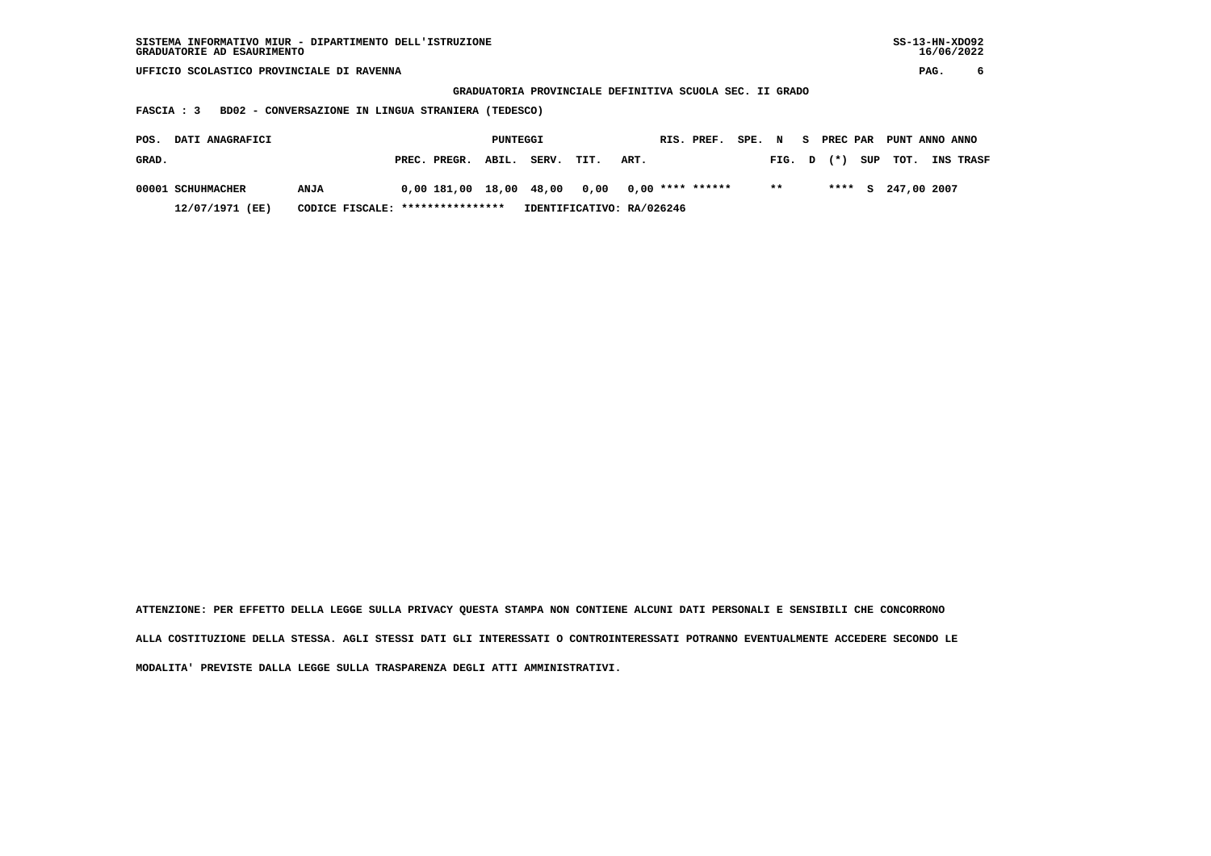UFFICIO SCOLASTICO PROVINCIALE DI RAVENNA

GRADUATORIA PROVINCIALE DEFINITIVA SCUOLA SEC. II GRADO

FASCIA : 3 BD02 - CONVERSAZIONE IN LINGUA STRANIERA (TEDESCO)

| POS. GRAD. | DATI ANAGRAFICI | | PUNTEGGI PREC. | PREGR. | ABIL. | SERV. | TIT. | ART. | RIS. | PREF. | SPE. | N FIG. | S D | PREC PAR (*) | SUP | PUNT TOT. | ANNO INS | ANNO TRASF |
|---|---|---|---|---|---|---|---|---|---|---|---|---|---|---|---|---|---|---|
| 00001 | SCHUHMACHER | ANJA | 0,00 | 181,00 | 18,00 | 48,00 | 0,00 | 0,00 | **** | ****** | | ** | | **** | S | 247,00 | 2007 | |
| | 12/07/1971 (EE) | CODICE FISCALE: **************** | IDENTIFICATIVO: RA/026246 | | | | | | | | | | | | | | | |

ATTENZIONE: PER EFFETTO DELLA LEGGE SULLA PRIVACY QUESTA STAMPA NON CONTIENE ALCUNI DATI PERSONALI E SENSIBILI CHE CONCORRONO ALLA COSTITUZIONE DELLA STESSA. AGLI STESSI DATI GLI INTERESSATI O CONTROINTERESSATI POTRANNO EVENTUALMENTE ACCEDERE SECONDO LE MODALITA' PREVISTE DALLA LEGGE SULLA TRASPARENZA DEGLI ATTI AMMINISTRATIVI.